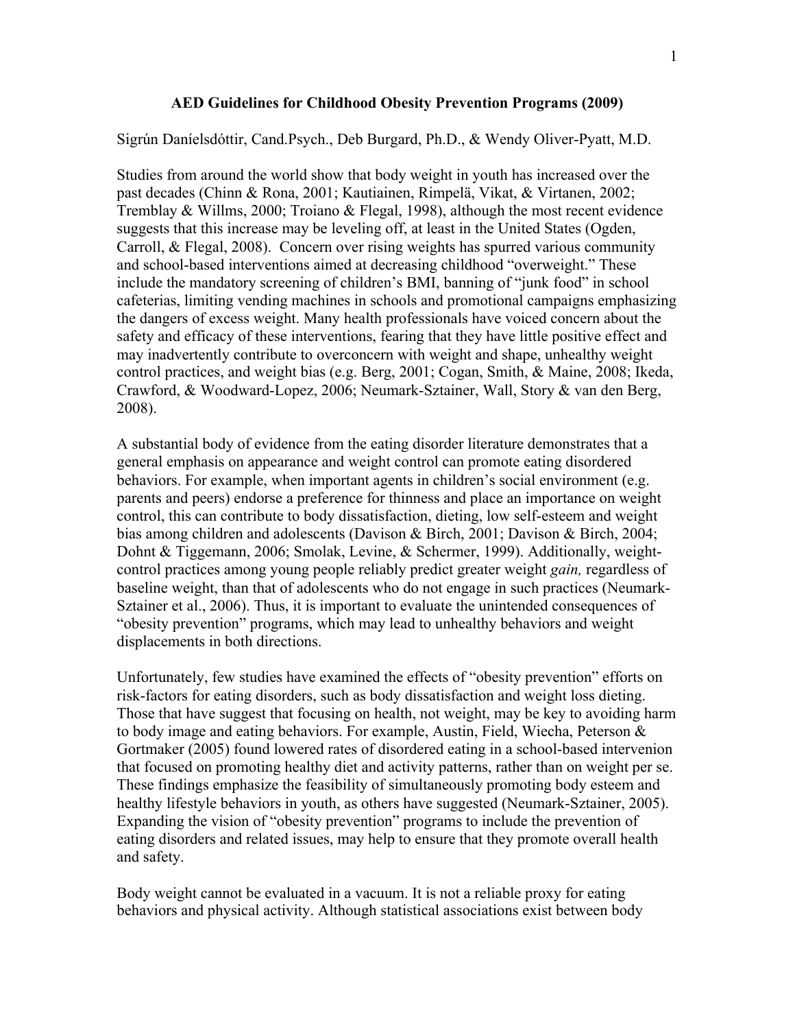# AED Guidelines for Childhood Obesity Prevention Programs (2009)

Sigrún Daníelsdóttir, Cand.Psych., Deb Burgard, Ph.D., & Wendy Oliver-Pyatt, M.D.

Studies from around the world show that body weight in youth has increased over the past decades (Chinn & Rona, 2001; Kautiainen, Rimpelä, Vikat, & Virtanen, 2002; Tremblay & Willms, 2000; Troiano & Flegal, 1998), although the most recent evidence suggests that this increase may be leveling off, at least in the United States (Ogden, Carroll, & Flegal, 2008). Concern over rising weights has spurred various community and school-based interventions aimed at decreasing childhood "overweight." These include the mandatory screening of children's BMI, banning of "junk food" in school cafeterias, limiting vending machines in schools and promotional campaigns emphasizing the dangers of excess weight. Many health professionals have voiced concern about the safety and efficacy of these interventions, fearing that they have little positive effect and may inadvertently contribute to overconcern with weight and shape, unhealthy weight control practices, and weight bias (e.g. Berg, 2001; Cogan, Smith, & Maine, 2008; Ikeda, Crawford, & Woodward-Lopez, 2006; Neumark-Sztainer, Wall, Story & van den Berg, 2008).

A substantial body of evidence from the eating disorder literature demonstrates that a general emphasis on appearance and weight control can promote eating disordered behaviors. For example, when important agents in children's social environment (e.g. parents and peers) endorse a preference for thinness and place an importance on weight control, this can contribute to body dissatisfaction, dieting, low self-esteem and weight bias among children and adolescents (Davison & Birch, 2001; Davison & Birch, 2004; Dohnt & Tiggemann, 2006; Smolak, Levine, & Schermer, 1999). Additionally, weight-control practices among young people reliably predict greater weight *gain,* regardless of baseline weight, than that of adolescents who do not engage in such practices (Neumark-Sztainer et al., 2006). Thus, it is important to evaluate the unintended consequences of "obesity prevention" programs, which may lead to unhealthy behaviors and weight displacements in both directions.

Unfortunately, few studies have examined the effects of "obesity prevention" efforts on risk-factors for eating disorders, such as body dissatisfaction and weight loss dieting. Those that have suggest that focusing on health, not weight, may be key to avoiding harm to body image and eating behaviors. For example, Austin, Field, Wiecha, Peterson & Gortmaker (2005) found lowered rates of disordered eating in a school-based intervenion that focused on promoting healthy diet and activity patterns, rather than on weight per se. These findings emphasize the feasibility of simultaneously promoting body esteem and healthy lifestyle behaviors in youth, as others have suggested (Neumark-Sztainer, 2005). Expanding the vision of "obesity prevention" programs to include the prevention of eating disorders and related issues, may help to ensure that they promote overall health and safety.

Body weight cannot be evaluated in a vacuum. It is not a reliable proxy for eating behaviors and physical activity. Although statistical associations exist between body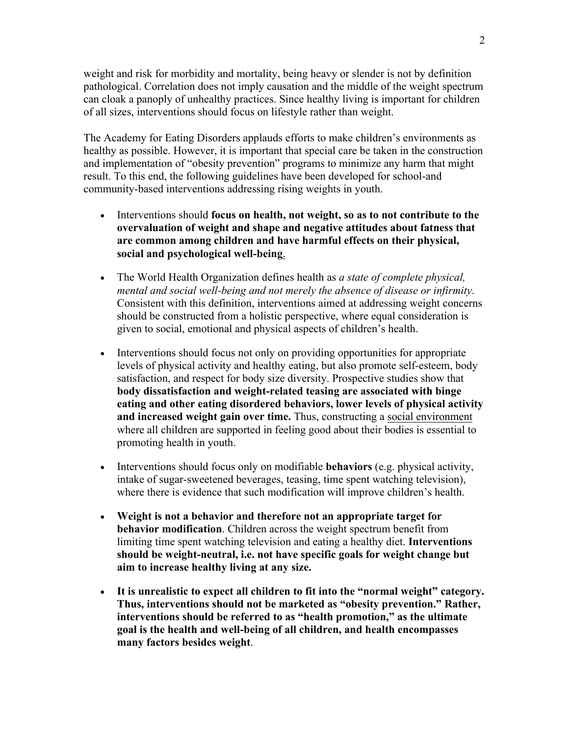weight and risk for morbidity and mortality, being heavy or slender is not by definition pathological. Correlation does not imply causation and the middle of the weight spectrum can cloak a panoply of unhealthy practices. Since healthy living is important for children of all sizes, interventions should focus on lifestyle rather than weight.

The Academy for Eating Disorders applauds efforts to make children's environments as healthy as possible. However, it is important that special care be taken in the construction and implementation of "obesity prevention" programs to minimize any harm that might result. To this end, the following guidelines have been developed for school-and community-based interventions addressing rising weights in youth.

- Interventions should **focus on health, not weight, so as to not contribute to the overvaluation of weight and shape and negative attitudes about fatness that are common among children and have harmful effects on their physical, social and psychological well-being**.
- The World Health Organization defines health as *a state of complete physical, mental and social well-being and not merely the absence of disease or infirmity*. Consistent with this definition, interventions aimed at addressing weight concerns should be constructed from a holistic perspective, where equal consideration is given to social, emotional and physical aspects of children's health.
- Interventions should focus not only on providing opportunities for appropriate levels of physical activity and healthy eating, but also promote self-esteem, body satisfaction, and respect for body size diversity. Prospective studies show that **body dissatisfaction and weight-related teasing are associated with binge eating and other eating disordered behaviors, lower levels of physical activity and increased weight gain over time.** Thus, constructing a social environment where all children are supported in feeling good about their bodies is essential to promoting health in youth.
- Interventions should focus only on modifiable **behaviors** (e.g. physical activity, intake of sugar-sweetened beverages, teasing, time spent watching television), where there is evidence that such modification will improve children's health.
- **Weight is not a behavior and therefore not an appropriate target for behavior modification**. Children across the weight spectrum benefit from limiting time spent watching television and eating a healthy diet. **Interventions should be weight-neutral, i.e. not have specific goals for weight change but aim to increase healthy living at any size.**
- **It is unrealistic to expect all children to fit into the "normal weight" category. Thus, interventions should not be marketed as "obesity prevention." Rather, interventions should be referred to as "health promotion," as the ultimate goal is the health and well-being of all children, and health encompasses many factors besides weight**.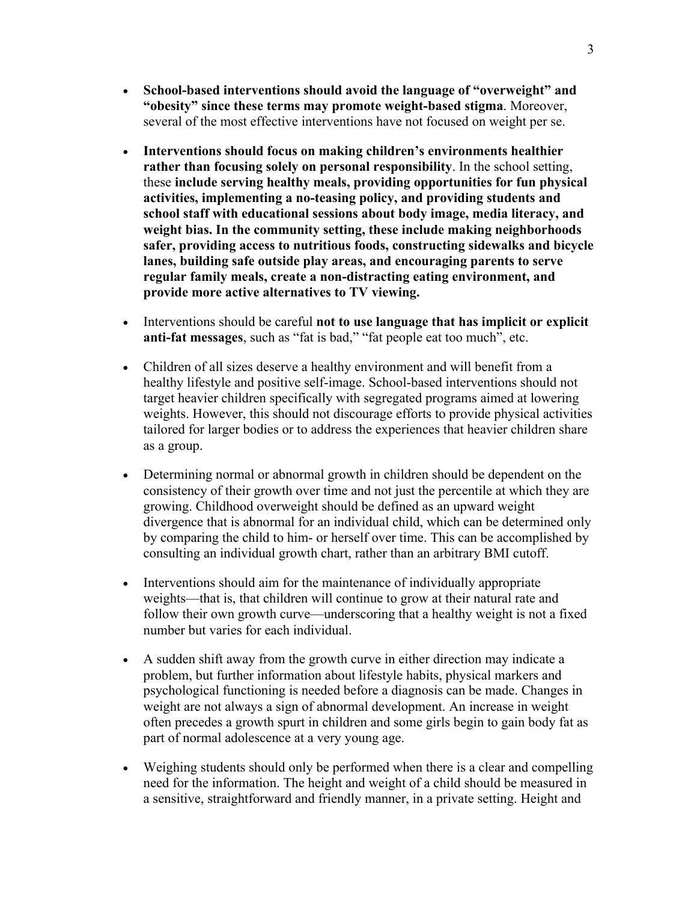- **School-based interventions should avoid the language of "overweight" and "obesity" since these terms may promote weight-based stigma**. Moreover, several of the most effective interventions have not focused on weight per se.

- **Interventions should focus on making children's environments healthier rather than focusing solely on personal responsibility**. In the school setting, these **include serving healthy meals, providing opportunities for fun physical activities, implementing a no-teasing policy, and providing students and school staff with educational sessions about body image, media literacy, and weight bias. In the community setting, these include making neighborhoods safer, providing access to nutritious foods, constructing sidewalks and bicycle lanes, building safe outside play areas, and encouraging parents to serve regular family meals, create a non-distracting eating environment, and provide more active alternatives to TV viewing.**

- Interventions should be careful **not to use language that has implicit or explicit anti-fat messages**, such as "fat is bad," "fat people eat too much", etc.

- Children of all sizes deserve a healthy environment and will benefit from a healthy lifestyle and positive self-image. School-based interventions should not target heavier children specifically with segregated programs aimed at lowering weights. However, this should not discourage efforts to provide physical activities tailored for larger bodies or to address the experiences that heavier children share as a group.

- Determining normal or abnormal growth in children should be dependent on the consistency of their growth over time and not just the percentile at which they are growing. Childhood overweight should be defined as an upward weight divergence that is abnormal for an individual child, which can be determined only by comparing the child to him- or herself over time. This can be accomplished by consulting an individual growth chart, rather than an arbitrary BMI cutoff.

- Interventions should aim for the maintenance of individually appropriate weights—that is, that children will continue to grow at their natural rate and follow their own growth curve—underscoring that a healthy weight is not a fixed number but varies for each individual.

- A sudden shift away from the growth curve in either direction may indicate a problem, but further information about lifestyle habits, physical markers and psychological functioning is needed before a diagnosis can be made. Changes in weight are not always a sign of abnormal development. An increase in weight often precedes a growth spurt in children and some girls begin to gain body fat as part of normal adolescence at a very young age.

- Weighing students should only be performed when there is a clear and compelling need for the information. The height and weight of a child should be measured in a sensitive, straightforward and friendly manner, in a private setting. Height and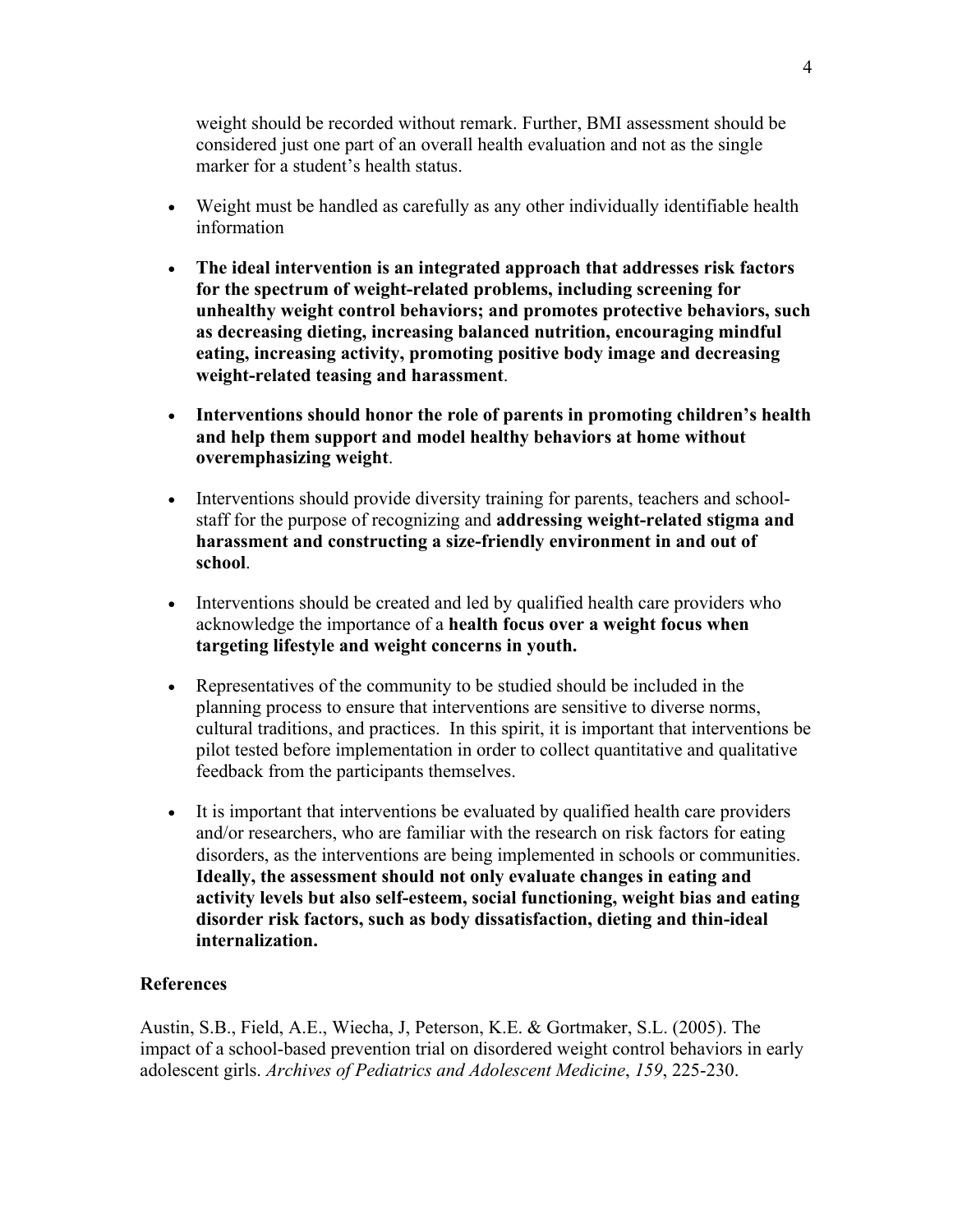weight should be recorded without remark. Further, BMI assessment should be considered just one part of an overall health evaluation and not as the single marker for a student's health status.

- Weight must be handled as carefully as any other individually identifiable health information
- **The ideal intervention is an integrated approach that addresses risk factors for the spectrum of weight-related problems, including screening for unhealthy weight control behaviors; and promotes protective behaviors, such as decreasing dieting, increasing balanced nutrition, encouraging mindful eating, increasing activity, promoting positive body image and decreasing weight-related teasing and harassment**.
- **Interventions should honor the role of parents in promoting children's health and help them support and model healthy behaviors at home without overemphasizing weight**.
- Interventions should provide diversity training for parents, teachers and school-staff for the purpose of recognizing and **addressing weight-related stigma and harassment and constructing a size-friendly environment in and out of school**.
- Interventions should be created and led by qualified health care providers who acknowledge the importance of a **health focus over a weight focus when targeting lifestyle and weight concerns in youth.**
- Representatives of the community to be studied should be included in the planning process to ensure that interventions are sensitive to diverse norms, cultural traditions, and practices. In this spirit, it is important that interventions be pilot tested before implementation in order to collect quantitative and qualitative feedback from the participants themselves.
- It is important that interventions be evaluated by qualified health care providers and/or researchers, who are familiar with the research on risk factors for eating disorders, as the interventions are being implemented in schools or communities. **Ideally, the assessment should not only evaluate changes in eating and activity levels but also self-esteem, social functioning, weight bias and eating disorder risk factors, such as body dissatisfaction, dieting and thin-ideal internalization.**

### References

Austin, S.B., Field, A.E., Wiecha, J, Peterson, K.E. & Gortmaker, S.L. (2005). The impact of a school-based prevention trial on disordered weight control behaviors in early adolescent girls. *Archives of Pediatrics and Adolescent Medicine*, *159*, 225-230.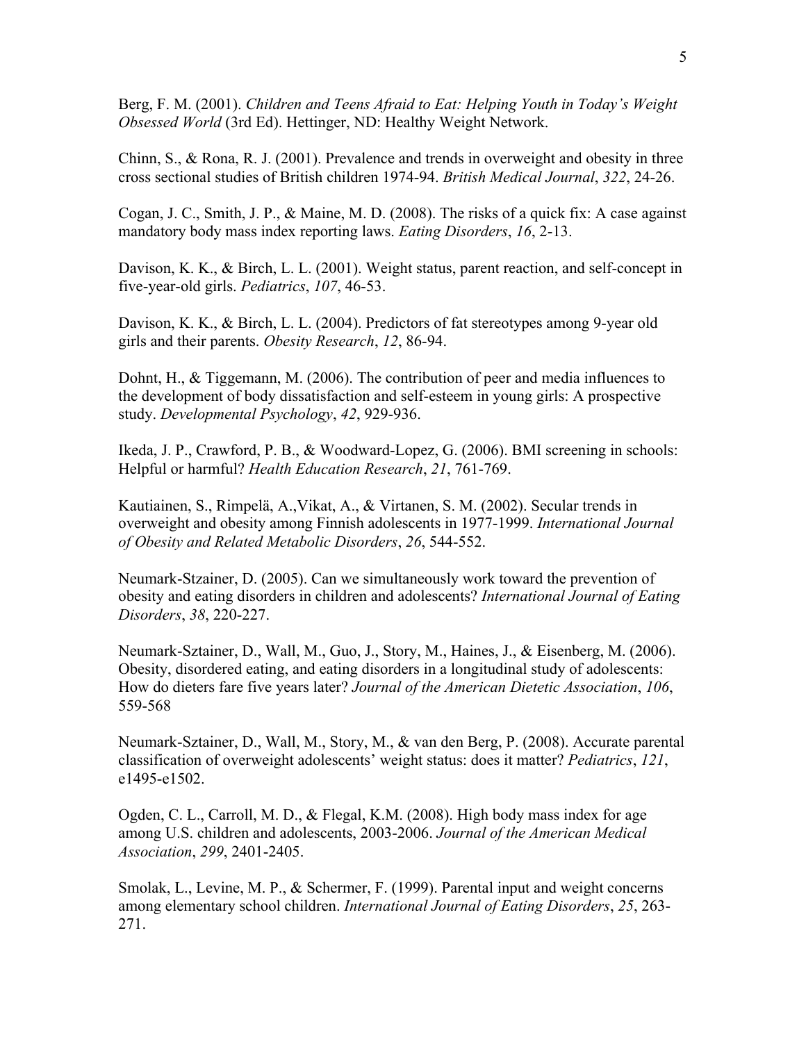Berg, F. M. (2001). *Children and Teens Afraid to Eat: Helping Youth in Today's Weight Obsessed World* (3rd Ed). Hettinger, ND: Healthy Weight Network.

Chinn, S., & Rona, R. J. (2001). Prevalence and trends in overweight and obesity in three cross sectional studies of British children 1974-94. *British Medical Journal*, *322*, 24-26.

Cogan, J. C., Smith, J. P., & Maine, M. D. (2008). The risks of a quick fix: A case against mandatory body mass index reporting laws. *Eating Disorders*, *16*, 2-13.

Davison, K. K., & Birch, L. L. (2001). Weight status, parent reaction, and self-concept in five-year-old girls. *Pediatrics*, *107*, 46-53.

Davison, K. K., & Birch, L. L. (2004). Predictors of fat stereotypes among 9-year old girls and their parents. *Obesity Research*, *12*, 86-94.

Dohnt, H., & Tiggemann, M. (2006). The contribution of peer and media influences to the development of body dissatisfaction and self-esteem in young girls: A prospective study. *Developmental Psychology*, *42*, 929-936.

Ikeda, J. P., Crawford, P. B., & Woodward-Lopez, G. (2006). BMI screening in schools: Helpful or harmful? *Health Education Research*, *21*, 761-769.

Kautiainen, S., Rimpelä, A.,Vikat, A., & Virtanen, S. M. (2002). Secular trends in overweight and obesity among Finnish adolescents in 1977-1999. *International Journal of Obesity and Related Metabolic Disorders*, *26*, 544-552.

Neumark-Stzainer, D. (2005). Can we simultaneously work toward the prevention of obesity and eating disorders in children and adolescents? *International Journal of Eating Disorders*, *38*, 220-227.

Neumark-Sztainer, D., Wall, M., Guo, J., Story, M., Haines, J., & Eisenberg, M. (2006). Obesity, disordered eating, and eating disorders in a longitudinal study of adolescents: How do dieters fare five years later? *Journal of the American Dietetic Association*, *106*, 559-568

Neumark-Sztainer, D., Wall, M., Story, M., & van den Berg, P. (2008). Accurate parental classification of overweight adolescents' weight status: does it matter? *Pediatrics*, *121*, e1495-e1502.

Ogden, C. L., Carroll, M. D., & Flegal, K.M. (2008). High body mass index for age among U.S. children and adolescents, 2003-2006. *Journal of the American Medical Association*, *299*, 2401-2405.

Smolak, L., Levine, M. P., & Schermer, F. (1999). Parental input and weight concerns among elementary school children. *International Journal of Eating Disorders*, *25*, 263-271.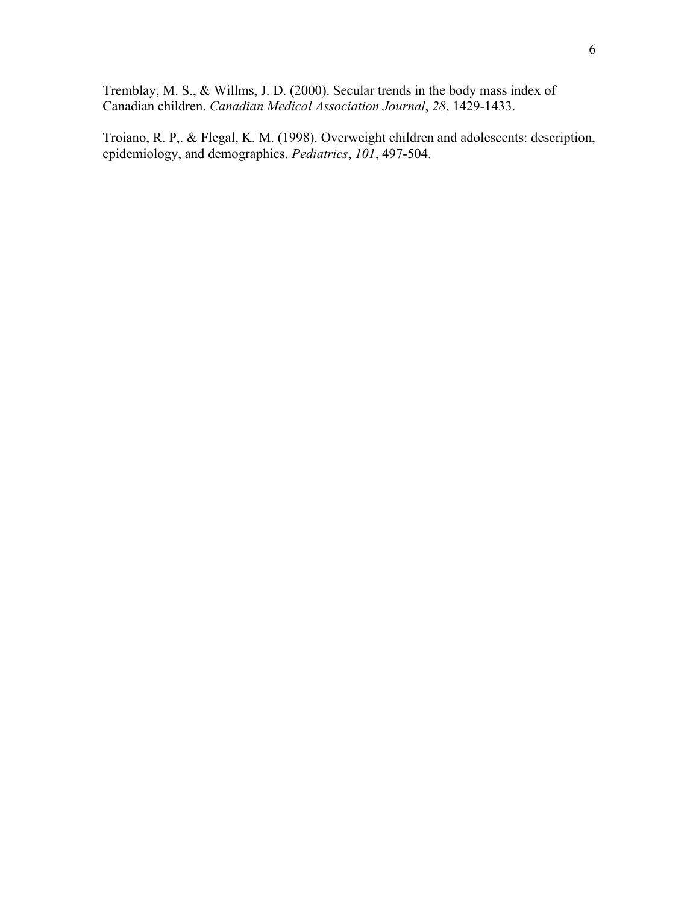Tremblay, M. S., & Willms, J. D. (2000). Secular trends in the body mass index of Canadian children. *Canadian Medical Association Journal*, *28*, 1429-1433.

Troiano, R. P,. & Flegal, K. M. (1998). Overweight children and adolescents: description, epidemiology, and demographics. *Pediatrics*, *101*, 497-504.